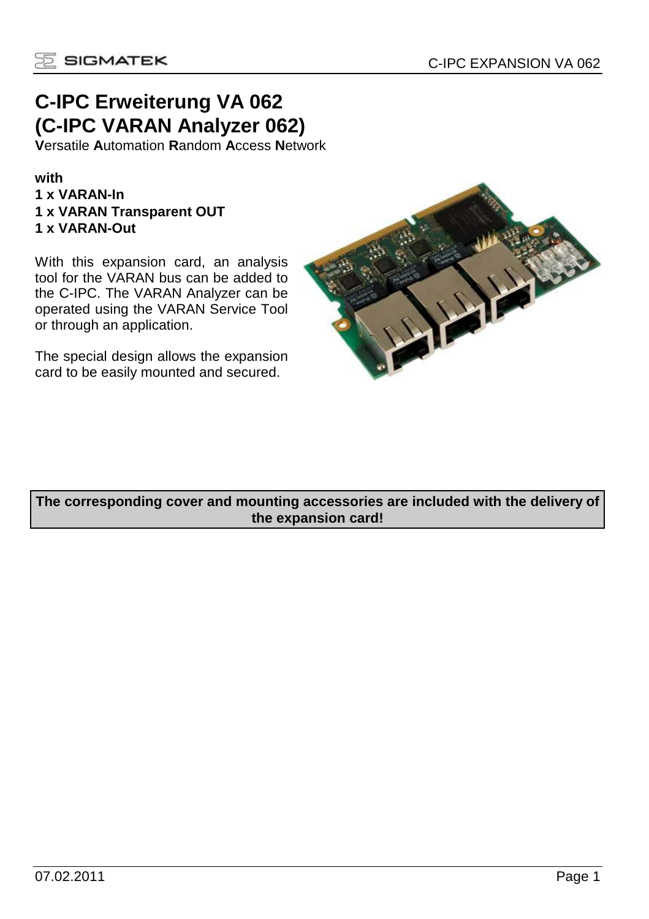# C-IPC Erweiterung VA 062
# (C-IPC VARAN Analyzer 062)

**V**ersatile **A**utomation **R**andom **A**ccess **N**etwork

**with**
**1 x VARAN-In**
**1 x VARAN Transparent OUT**
**1 x VARAN-Out**

With this expansion card, an analysis tool for the VARAN bus can be added to the C-IPC. The VARAN Analyzer can be operated using the VARAN Service Tool or through an application.

The special design allows the expansion card to be easily mounted and secured.

**The corresponding cover and mounting accessories are included with the delivery of the expansion card!**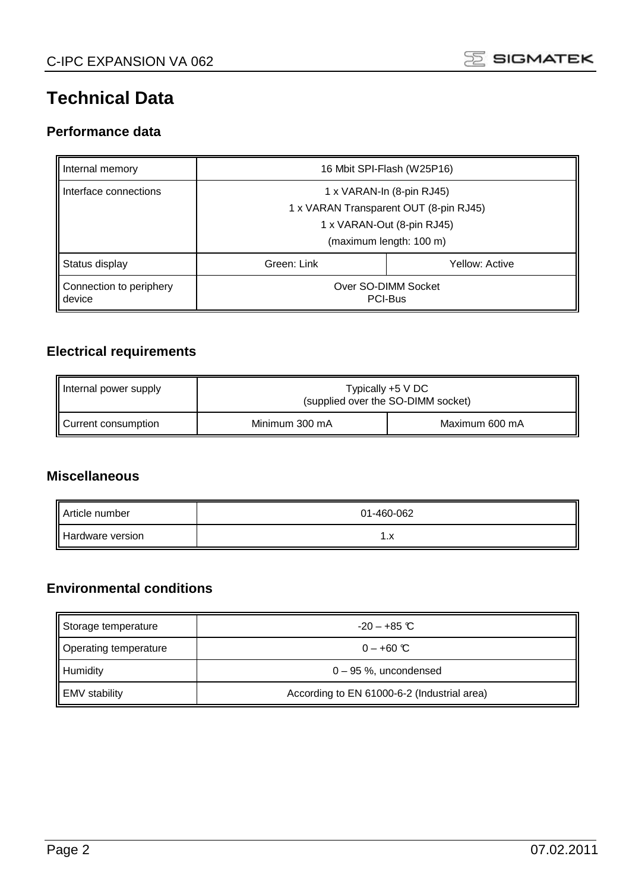# Technical Data

## Performance data

| Internal memory | 16 Mbit SPI-Flash (W25P16) | |
|---|---|---|
| Interface connections | 1 x VARAN-In (8-pin RJ45)<br>1 x VARAN Transparent OUT (8-pin RJ45)<br>1 x VARAN-Out (8-pin RJ45)<br>(maximum length: 100 m) | |
| Status display | Green: Link | Yellow: Active |
| Connection to periphery device | Over SO-DIMM Socket<br>PCI-Bus | |

## Electrical requirements

| Internal power supply | Typically +5 V DC<br>(supplied over the SO-DIMM socket) | |
|---|---|---|
| Current consumption | Minimum 300 mA | Maximum 600 mA |

## Miscellaneous

| Article number | 01-460-062 |
|---|---|
| Hardware version | 1.x |

## Environmental conditions

| Storage temperature | -20 – +85 °C |
|---|---|
| Operating temperature | 0 – +60 °C |
| Humidity | 0 – 95 %, uncondensed |
| EMV stability | According to EN 61000-6-2 (Industrial area) |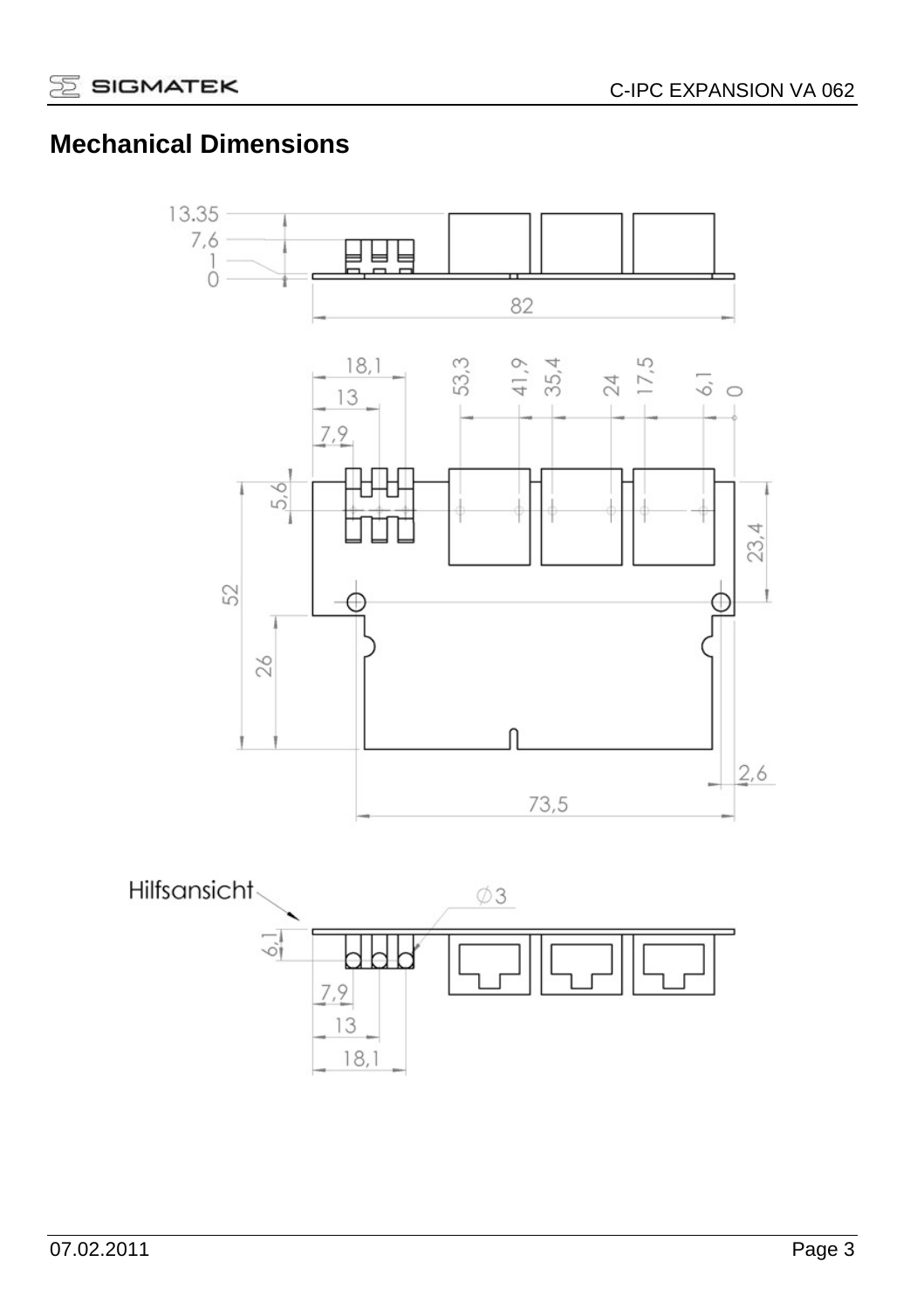# Mechanical Dimensions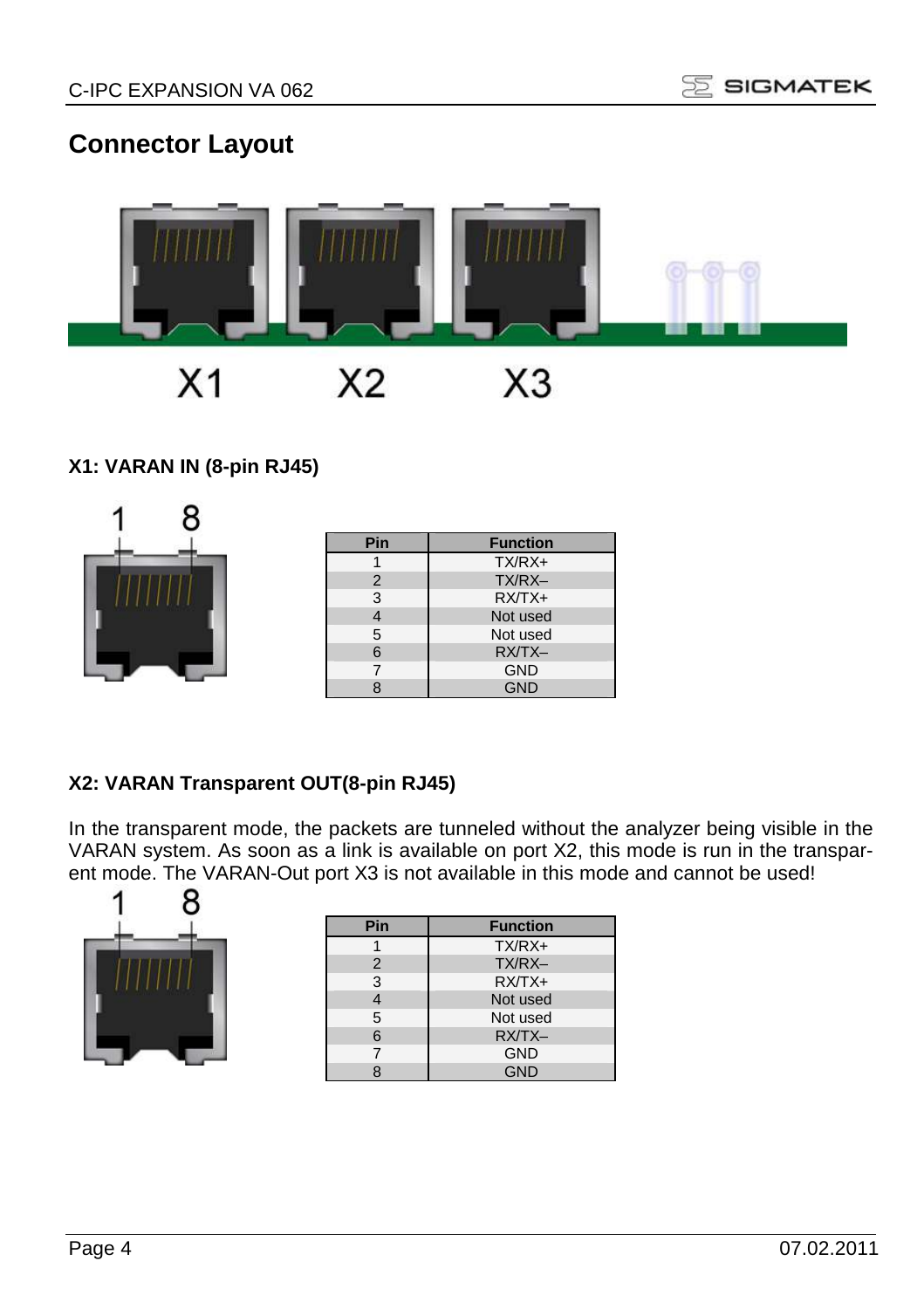## Connector Layout

X1 X2 X3

### X1: VARAN IN (8-pin RJ45)

1 8

| Pin | Function |
|---|---|
| 1 | TX/RX+ |
| 2 | TX/RX– |
| 3 | RX/TX+ |
| 4 | Not used |
| 5 | Not used |
| 6 | RX/TX– |
| 7 | GND |
| 8 | GND |

### X2: VARAN Transparent OUT(8-pin RJ45)

In the transparent mode, the packets are tunneled without the analyzer being visible in the VARAN system. As soon as a link is available on port X2, this mode is run in the transparent mode. The VARAN-Out port X3 is not available in this mode and cannot be used!

1 8

| Pin | Function |
|---|---|
| 1 | TX/RX+ |
| 2 | TX/RX– |
| 3 | RX/TX+ |
| 4 | Not used |
| 5 | Not used |
| 6 | RX/TX– |
| 7 | GND |
| 8 | GND |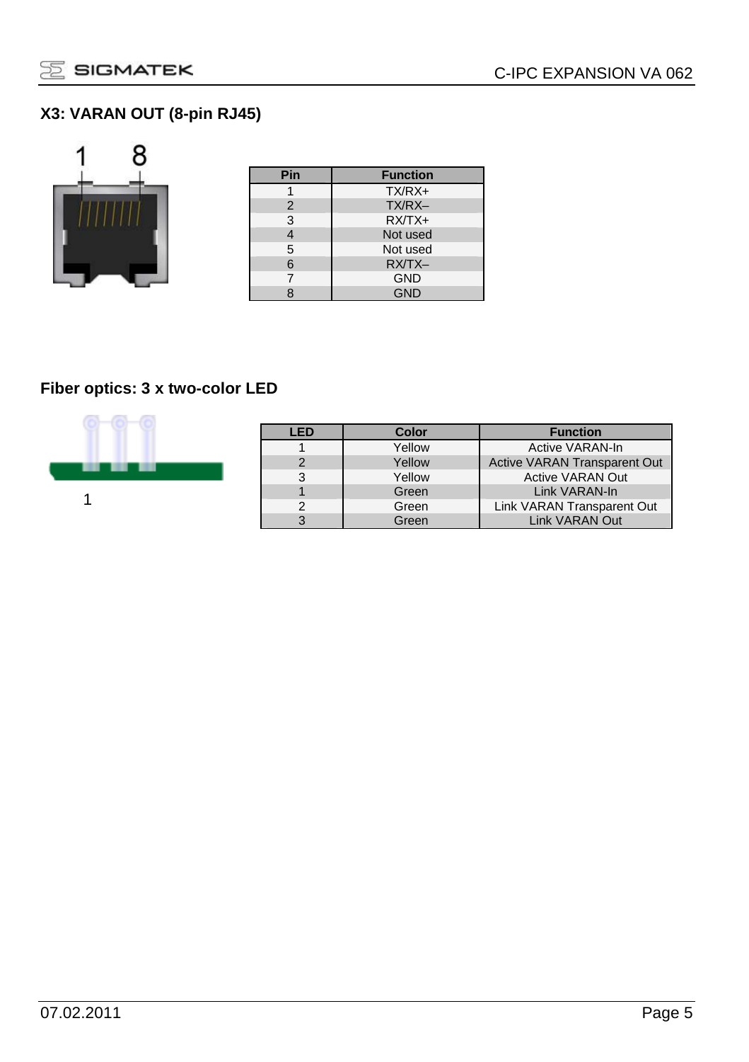### X3: VARAN OUT (8-pin RJ45)

| Pin | Function |
|---|---|
| 1 | TX/RX+ |
| 2 | TX/RX– |
| 3 | RX/TX+ |
| 4 | Not used |
| 5 | Not used |
| 6 | RX/TX– |
| 7 | GND |
| 8 | GND |

### Fiber optics: 3 x two-color LED

| LED | Color | Function |
|---|---|---|
| 1 | Yellow | Active VARAN-In |
| 2 | Yellow | Active VARAN Transparent Out |
| 3 | Yellow | Active VARAN Out |
| 1 | Green | Link VARAN-In |
| 2 | Green | Link VARAN Transparent Out |
| 3 | Green | Link VARAN Out |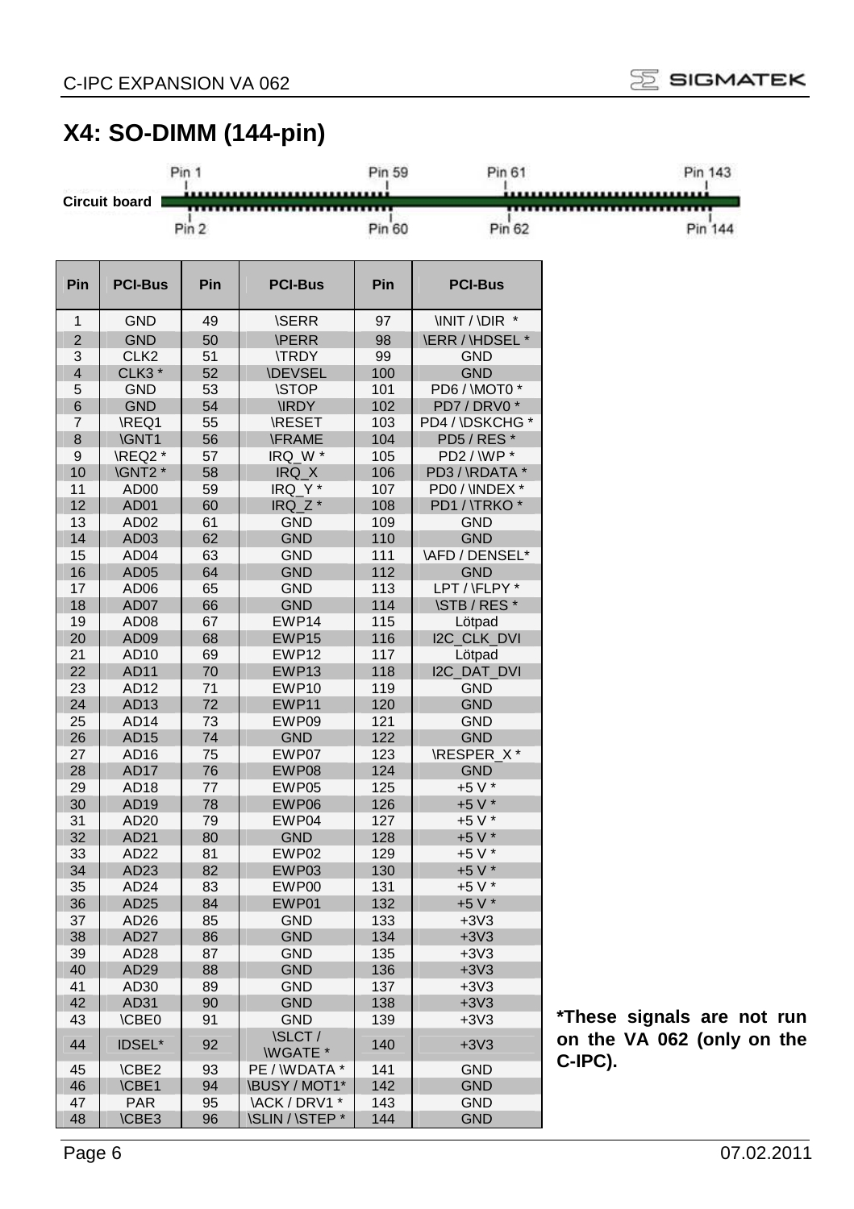## X4: SO-DIMM (144-pin)

Pin 1 · Pin 59 · Pin 61 · Pin 143

Circuit board

Pin 2 · Pin 60 · Pin 62 · Pin 144

| Pin | PCI-Bus | Pin | PCI-Bus | Pin | PCI-Bus |
|---|---|---|---|---|---|
| 1 | GND | 49 | \SERR | 97 | \INIT / \DIR * |
| 2 | GND | 50 | \PERR | 98 | \ERR / \HDSEL * |
| 3 | CLK2 | 51 | \TRDY | 99 | GND |
| 4 | CLK3 * | 52 | \DEVSEL | 100 | GND |
| 5 | GND | 53 | \STOP | 101 | PD6 / \MOT0 * |
| 6 | GND | 54 | \IRDY | 102 | PD7 / DRV0 * |
| 7 | \REQ1 | 55 | \RESET | 103 | PD4 / \DSKCHG * |
| 8 | \GNT1 | 56 | \FRAME | 104 | PD5 / RES * |
| 9 | \REQ2 * | 57 | IRQ_W * | 105 | PD2 / \WP * |
| 10 | \GNT2 * | 58 | IRQ_X | 106 | PD3 / \RDATA * |
| 11 | AD00 | 59 | IRQ_Y * | 107 | PD0 / \INDEX * |
| 12 | AD01 | 60 | IRQ_Z * | 108 | PD1 / \TRKO * |
| 13 | AD02 | 61 | GND | 109 | GND |
| 14 | AD03 | 62 | GND | 110 | GND |
| 15 | AD04 | 63 | GND | 111 | \AFD / DENSEL* |
| 16 | AD05 | 64 | GND | 112 | GND |
| 17 | AD06 | 65 | GND | 113 | LPT / \FLPY * |
| 18 | AD07 | 66 | GND | 114 | \STB / RES * |
| 19 | AD08 | 67 | EWP14 | 115 | Lötpad |
| 20 | AD09 | 68 | EWP15 | 116 | I2C_CLK_DVI |
| 21 | AD10 | 69 | EWP12 | 117 | Lötpad |
| 22 | AD11 | 70 | EWP13 | 118 | I2C_DAT_DVI |
| 23 | AD12 | 71 | EWP10 | 119 | GND |
| 24 | AD13 | 72 | EWP11 | 120 | GND |
| 25 | AD14 | 73 | EWP09 | 121 | GND |
| 26 | AD15 | 74 | GND | 122 | GND |
| 27 | AD16 | 75 | EWP07 | 123 | \RESPER_X * |
| 28 | AD17 | 76 | EWP08 | 124 | GND |
| 29 | AD18 | 77 | EWP05 | 125 | +5 V * |
| 30 | AD19 | 78 | EWP06 | 126 | +5 V * |
| 31 | AD20 | 79 | EWP04 | 127 | +5 V * |
| 32 | AD21 | 80 | GND | 128 | +5 V * |
| 33 | AD22 | 81 | EWP02 | 129 | +5 V * |
| 34 | AD23 | 82 | EWP03 | 130 | +5 V * |
| 35 | AD24 | 83 | EWP00 | 131 | +5 V * |
| 36 | AD25 | 84 | EWP01 | 132 | +5 V * |
| 37 | AD26 | 85 | GND | 133 | +3V3 |
| 38 | AD27 | 86 | GND | 134 | +3V3 |
| 39 | AD28 | 87 | GND | 135 | +3V3 |
| 40 | AD29 | 88 | GND | 136 | +3V3 |
| 41 | AD30 | 89 | GND | 137 | +3V3 |
| 42 | AD31 | 90 | GND | 138 | +3V3 |
| 43 | \CBE0 | 91 | GND | 139 | +3V3 |
| 44 | IDSEL* | 92 | \SLCT / \WGATE * | 140 | +3V3 |
| 45 | \CBE2 | 93 | PE / \WDATA * | 141 | GND |
| 46 | \CBE1 | 94 | \BUSY / MOT1* | 142 | GND |
| 47 | PAR | 95 | \ACK / DRV1 * | 143 | GND |
| 48 | \CBE3 | 96 | \SLIN / \STEP * | 144 | GND |

**\*These signals are not run on the VA 062 (only on the C-IPC).**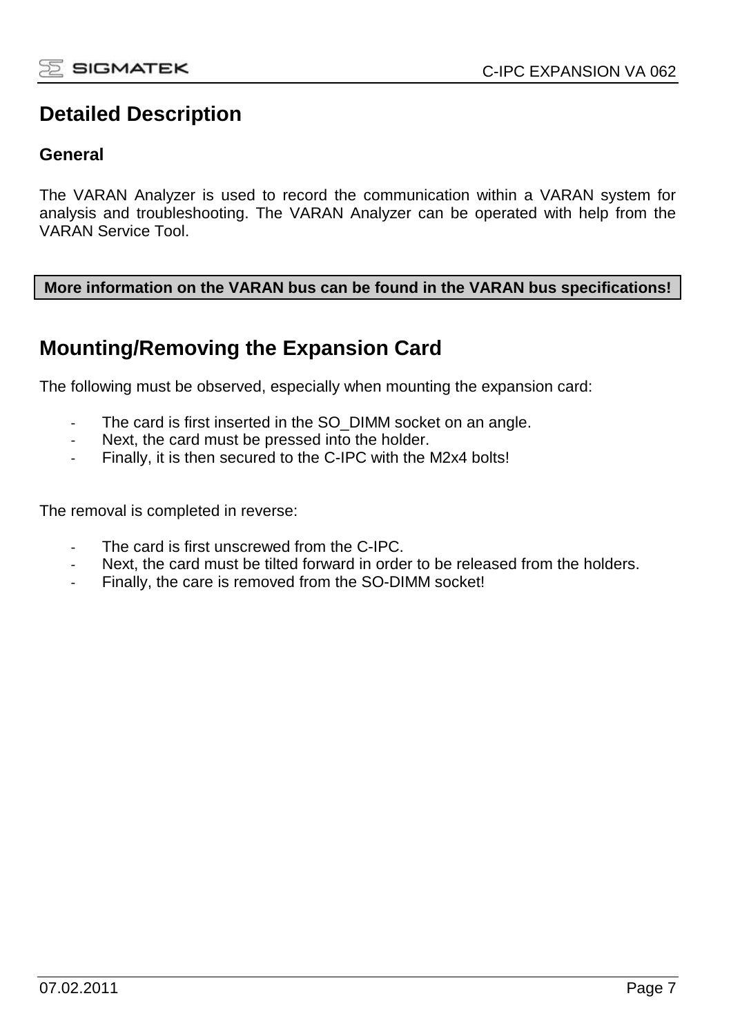# Detailed Description

## General

The VARAN Analyzer is used to record the communication within a VARAN system for analysis and troubleshooting. The VARAN Analyzer can be operated with help from the VARAN Service Tool.

**More information on the VARAN bus can be found in the VARAN bus specifications!**

# Mounting/Removing the Expansion Card

The following must be observed, especially when mounting the expansion card:

- The card is first inserted in the SO_DIMM socket on an angle.
- Next, the card must be pressed into the holder.
- Finally, it is then secured to the C-IPC with the M2x4 bolts!

The removal is completed in reverse:

- The card is first unscrewed from the C-IPC.
- Next, the card must be tilted forward in order to be released from the holders.
- Finally, the care is removed from the SO-DIMM socket!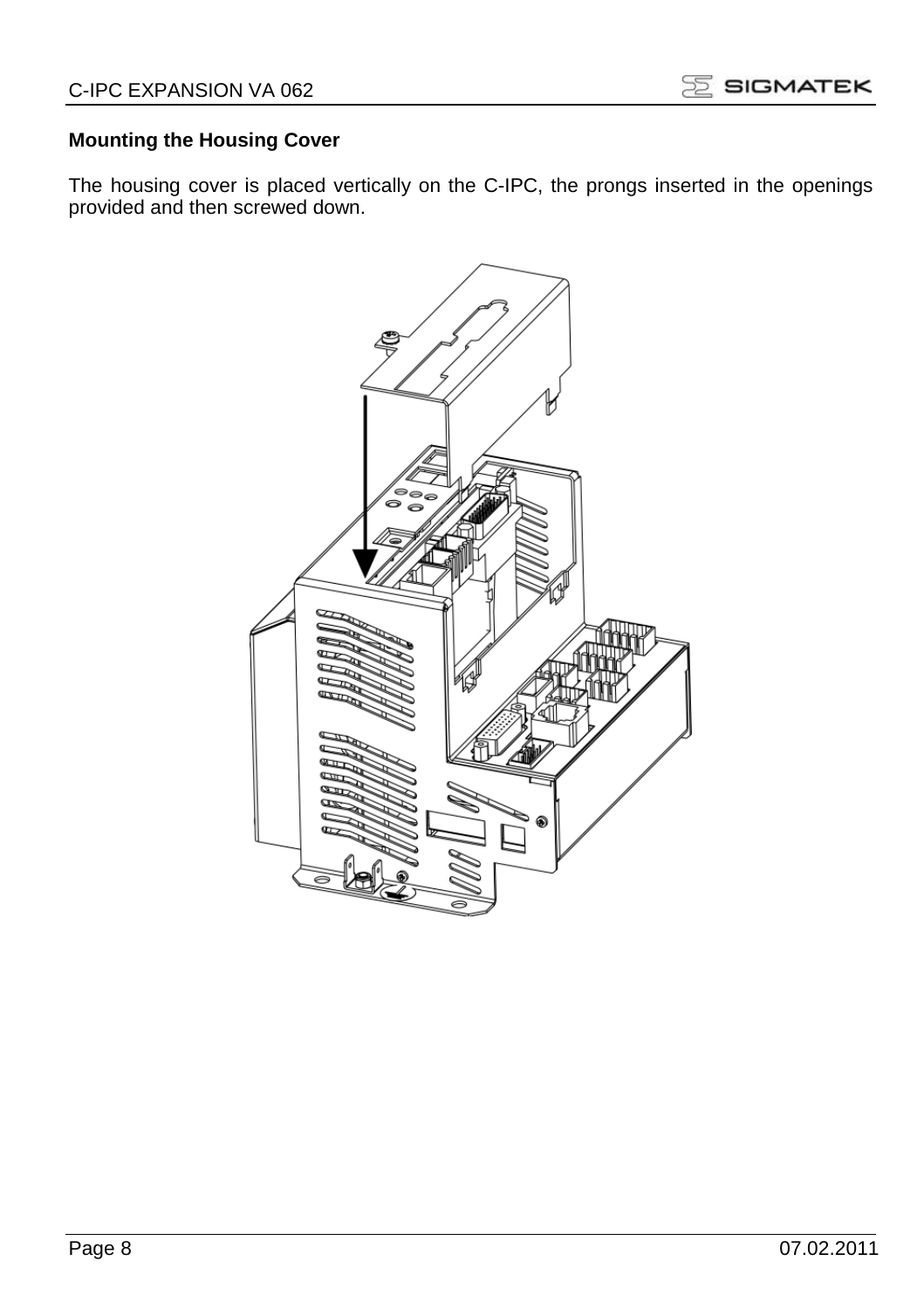**Mounting the Housing Cover**

The housing cover is placed vertically on the C-IPC, the prongs inserted in the openings provided and then screwed down.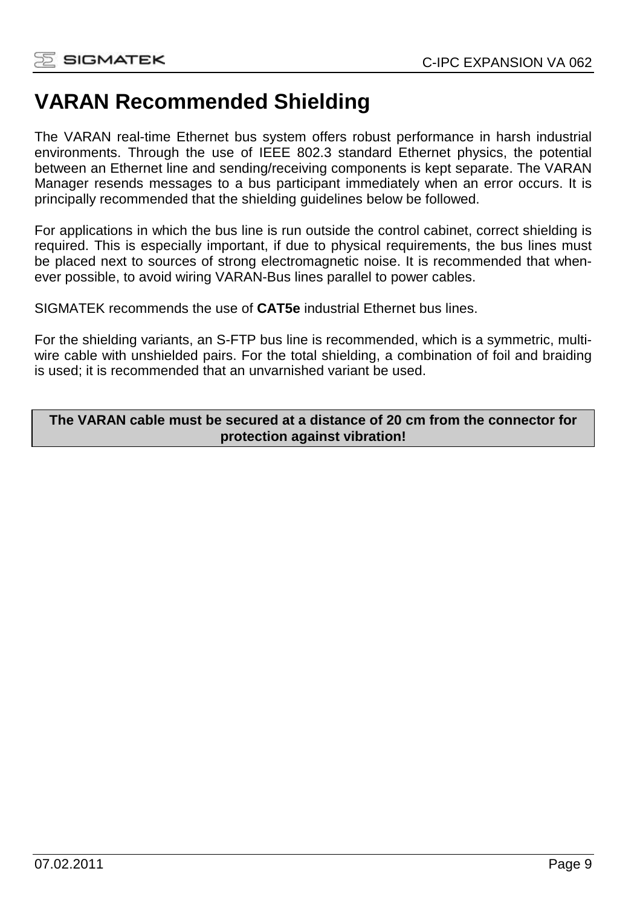# VARAN Recommended Shielding

The VARAN real-time Ethernet bus system offers robust performance in harsh industrial environments. Through the use of IEEE 802.3 standard Ethernet physics, the potential between an Ethernet line and sending/receiving components is kept separate. The VARAN Manager resends messages to a bus participant immediately when an error occurs. It is principally recommended that the shielding guidelines below be followed.

For applications in which the bus line is run outside the control cabinet, correct shielding is required. This is especially important, if due to physical requirements, the bus lines must be placed next to sources of strong electromagnetic noise. It is recommended that whenever possible, to avoid wiring VARAN-Bus lines parallel to power cables.

SIGMATEK recommends the use of **CAT5e** industrial Ethernet bus lines.

For the shielding variants, an S-FTP bus line is recommended, which is a symmetric, multi-wire cable with unshielded pairs. For the total shielding, a combination of foil and braiding is used; it is recommended that an unvarnished variant be used.

**The VARAN cable must be secured at a distance of 20 cm from the connector for protection against vibration!**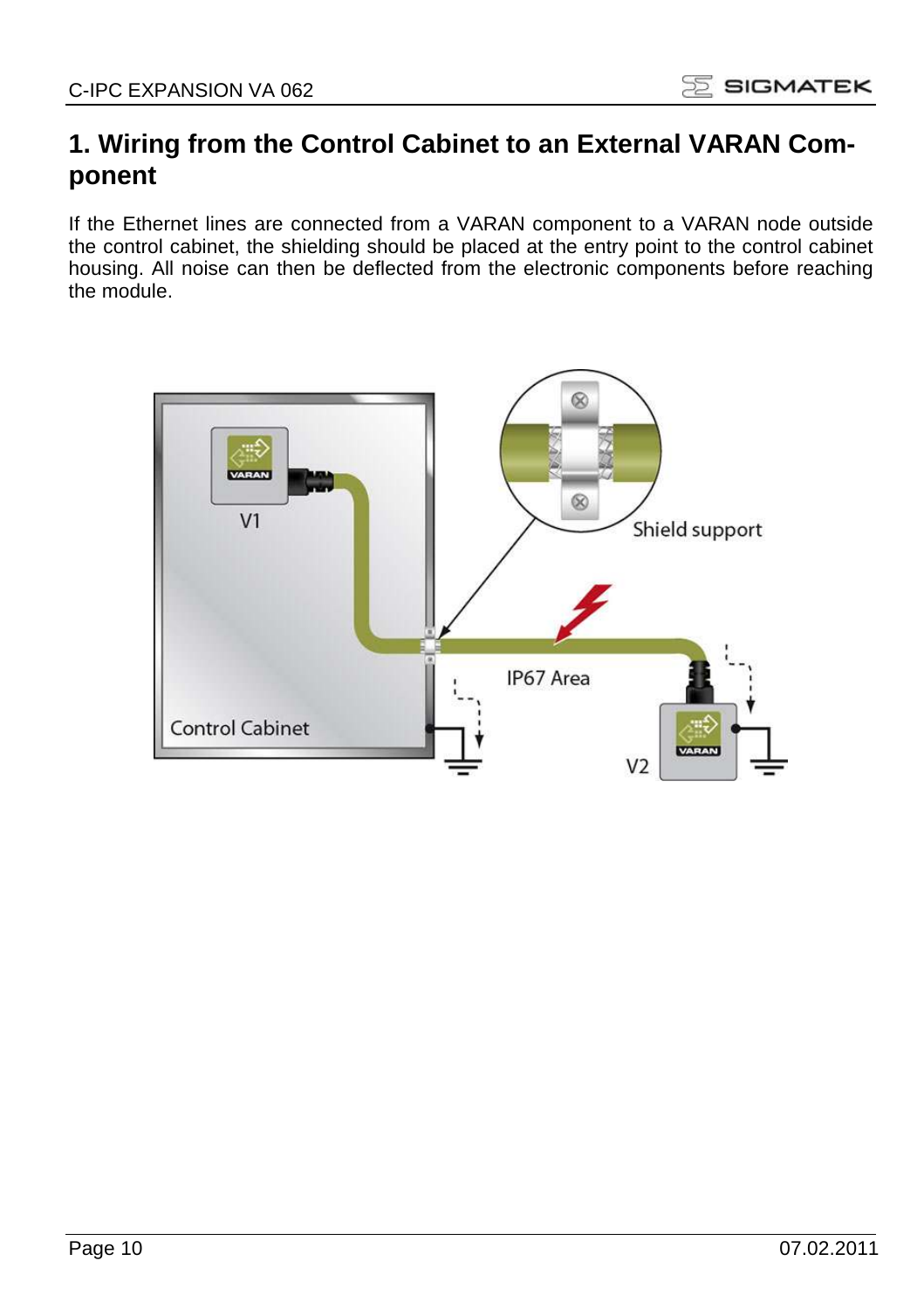# 1. Wiring from the Control Cabinet to an External VARAN Component

If the Ethernet lines are connected from a VARAN component to a VARAN node outside the control cabinet, the shielding should be placed at the entry point to the control cabinet housing. All noise can then be deflected from the electronic components before reaching the module.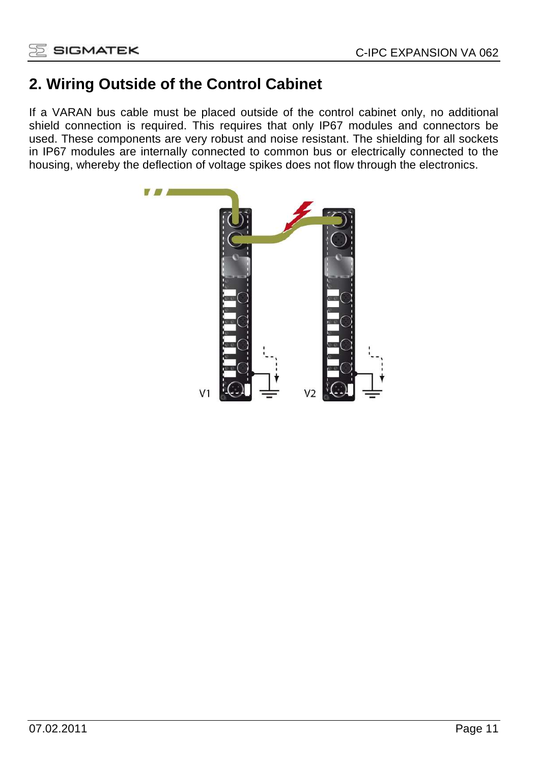## 2. Wiring Outside of the Control Cabinet

If a VARAN bus cable must be placed outside of the control cabinet only, no additional shield connection is required. This requires that only IP67 modules and connectors be used. These components are very robust and noise resistant. The shielding for all sockets in IP67 modules are internally connected to common bus or electrically connected to the housing, whereby the deflection of voltage spikes does not flow through the electronics.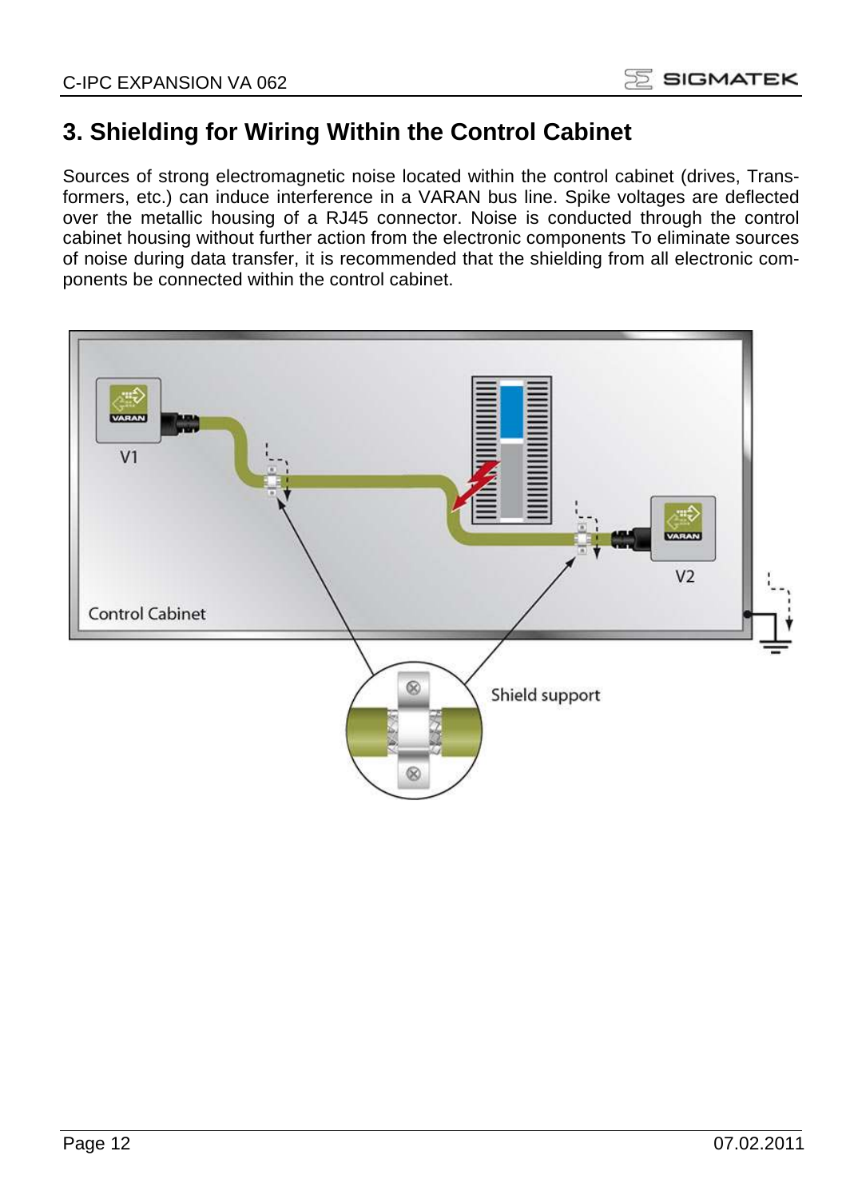## 3. Shielding for Wiring Within the Control Cabinet

Sources of strong electromagnetic noise located within the control cabinet (drives, Transformers, etc.) can induce interference in a VARAN bus line. Spike voltages are deflected over the metallic housing of a RJ45 connector. Noise is conducted through the control cabinet housing without further action from the electronic components To eliminate sources of noise during data transfer, it is recommended that the shielding from all electronic components be connected within the control cabinet.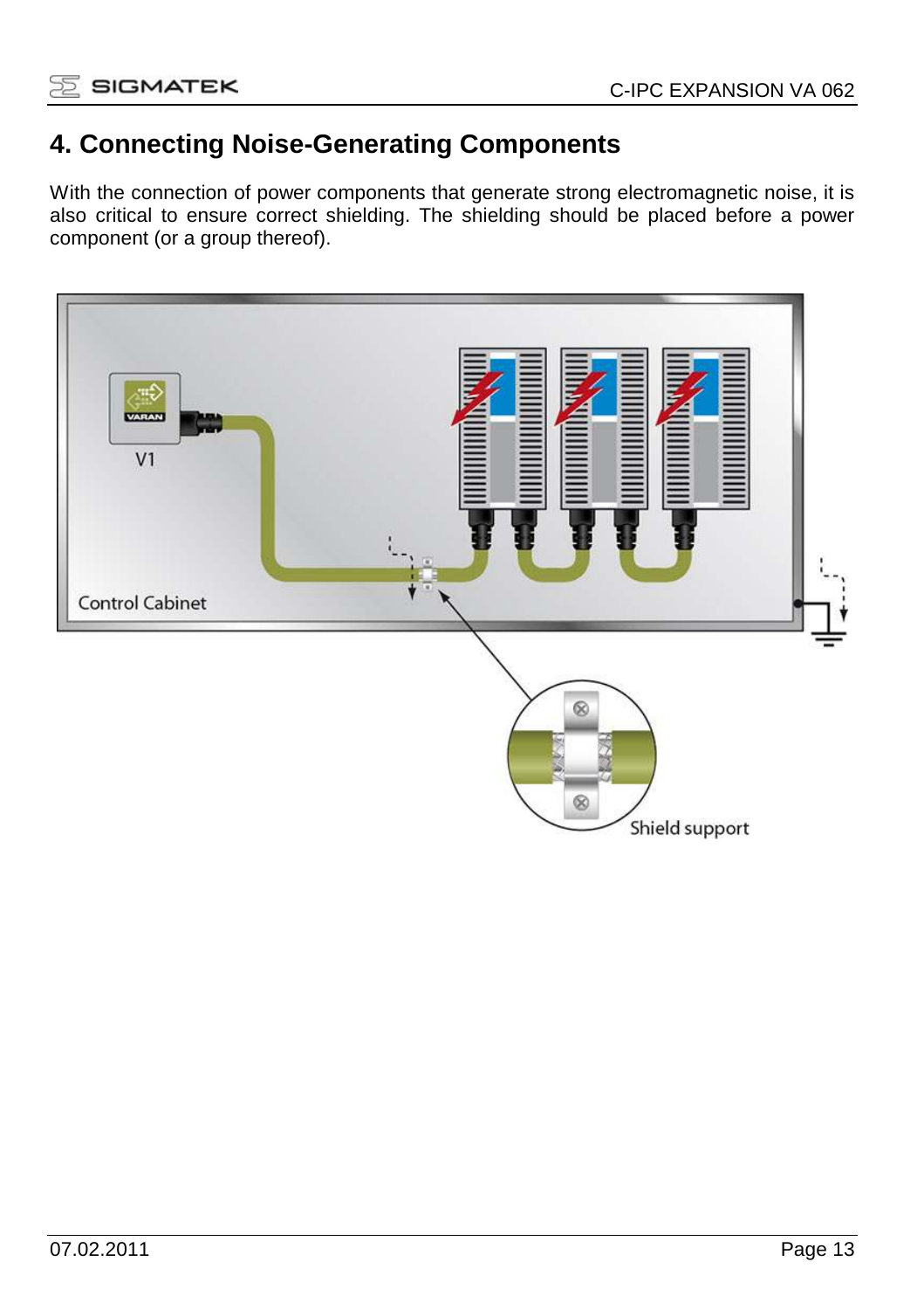# 4. Connecting Noise-Generating Components

With the connection of power components that generate strong electromagnetic noise, it is also critical to ensure correct shielding. The shielding should be placed before a power component (or a group thereof).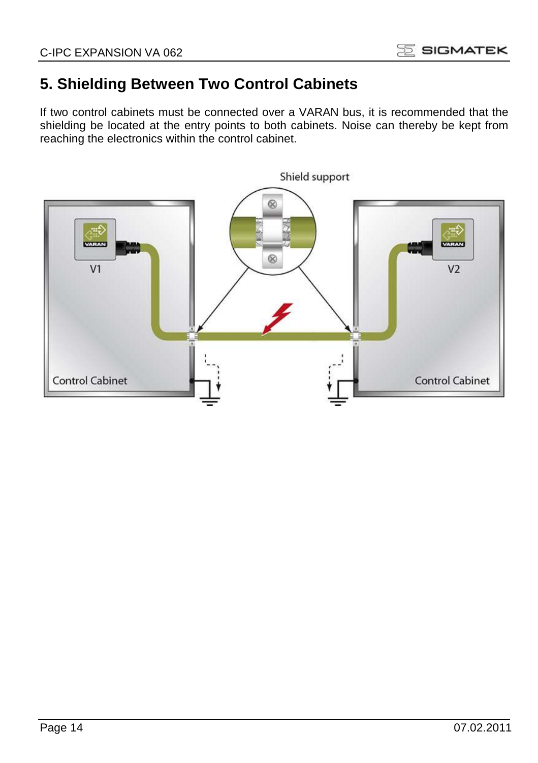# 5. Shielding Between Two Control Cabinets

If two control cabinets must be connected over a VARAN bus, it is recommended that the shielding be located at the entry points to both cabinets. Noise can thereby be kept from reaching the electronics within the control cabinet.

Shield support

V1

V2

Control Cabinet

Control Cabinet